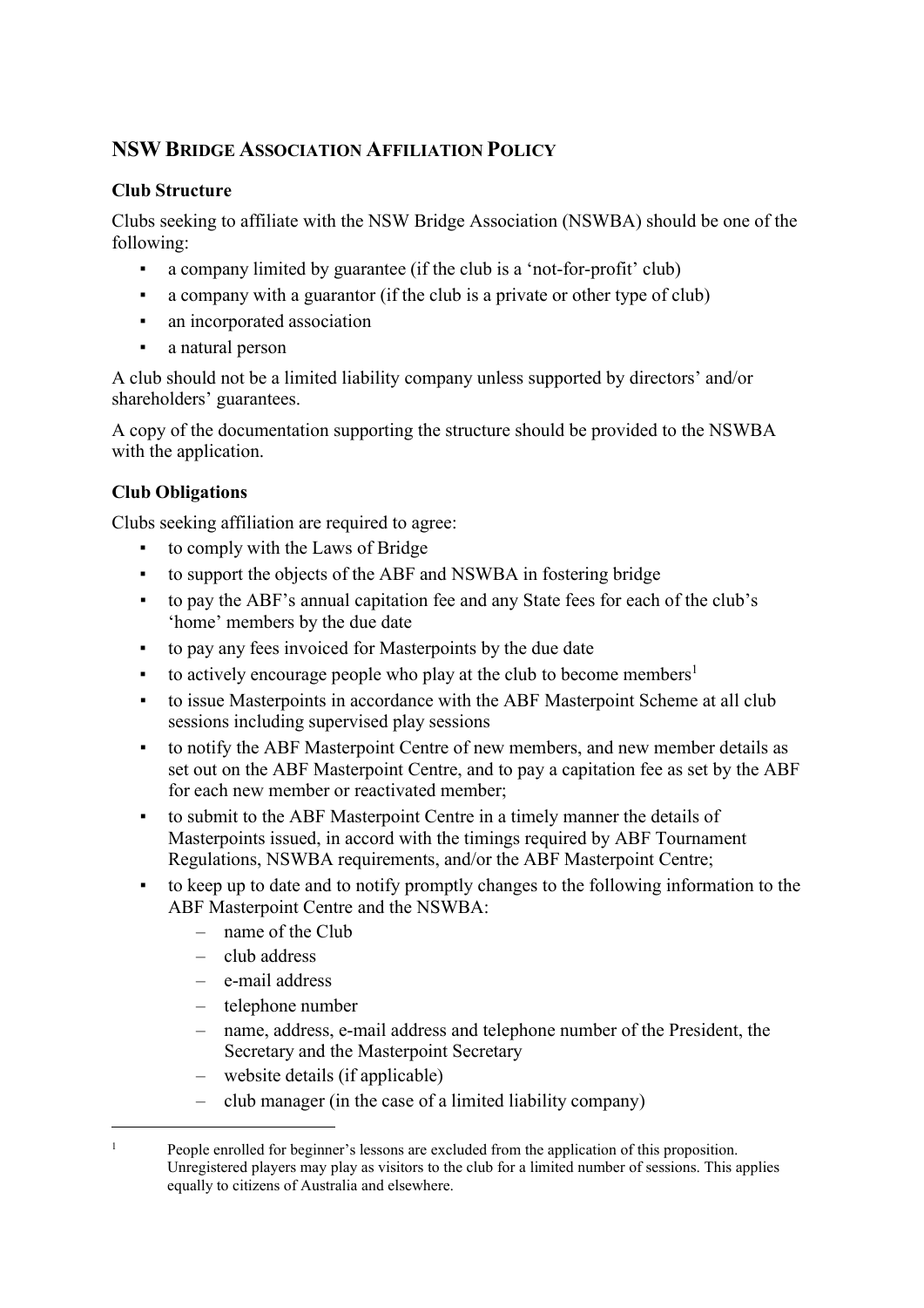# NSW Bridge Association Affiliation Policy

## Club Structure

Clubs seeking to affiliate with the NSW Bridge Association (NSWBA) should be one of the following:

- a company limited by guarantee (if the club is a 'not-for-profit' club)
- a company with a guarantor (if the club is a private or other type of club)
- an incorporated association
- a natural person

A club should not be a limited liability company unless supported by directors' and/or shareholders' guarantees.

A copy of the documentation supporting the structure should be provided to the NSWBA with the application.

## Club Obligations

Clubs seeking affiliation are required to agree:

- to comply with the Laws of Bridge
- to support the objects of the ABF and NSWBA in fostering bridge
- to pay the ABF's annual capitation fee and any State fees for each of the club's 'home' members by the due date
- to pay any fees invoiced for Masterpoints by the due date
- to actively encourage people who play at the club to become members[1]
- to issue Masterpoints in accordance with the ABF Masterpoint Scheme at all club sessions including supervised play sessions
- to notify the ABF Masterpoint Centre of new members, and new member details as set out on the ABF Masterpoint Centre, and to pay a capitation fee as set by the ABF for each new member or reactivated member;
- to submit to the ABF Masterpoint Centre in a timely manner the details of Masterpoints issued, in accord with the timings required by ABF Tournament Regulations, NSWBA requirements, and/or the ABF Masterpoint Centre;
- to keep up to date and to notify promptly changes to the following information to the ABF Masterpoint Centre and the NSWBA:
  - name of the Club
  - club address
  - e-mail address
  - telephone number
  - name, address, e-mail address and telephone number of the President, the Secretary and the Masterpoint Secretary
  - website details (if applicable)
  - club manager (in the case of a limited liability company)

---

[1] People enrolled for beginner's lessons are excluded from the application of this proposition. Unregistered players may play as visitors to the club for a limited number of sessions. This applies equally to citizens of Australia and elsewhere.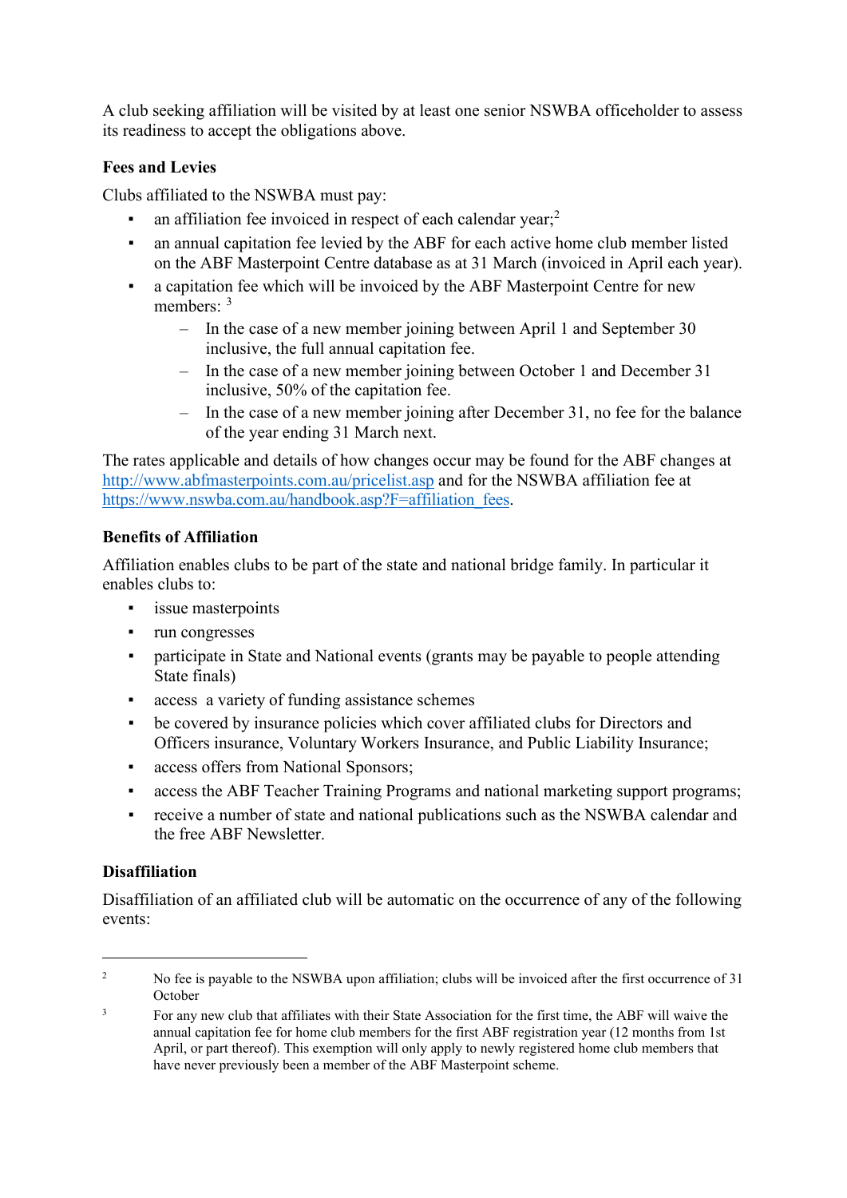A club seeking affiliation will be visited by at least one senior NSWBA officeholder to assess its readiness to accept the obligations above.

**Fees and Levies**

Clubs affiliated to the NSWBA must pay:

- an affiliation fee invoiced in respect of each calendar year;[2]
- an annual capitation fee levied by the ABF for each active home club member listed on the ABF Masterpoint Centre database as at 31 March (invoiced in April each year).
- a capitation fee which will be invoiced by the ABF Masterpoint Centre for new members: [3]
  - In the case of a new member joining between April 1 and September 30 inclusive, the full annual capitation fee.
  - In the case of a new member joining between October 1 and December 31 inclusive, 50% of the capitation fee.
  - In the case of a new member joining after December 31, no fee for the balance of the year ending 31 March next.

The rates applicable and details of how changes occur may be found for the ABF changes at http://www.abfmasterpoints.com.au/pricelist.asp and for the NSWBA affiliation fee at https://www.nswba.com.au/handbook.asp?F=affiliation_fees.

**Benefits of Affiliation**

Affiliation enables clubs to be part of the state and national bridge family. In particular it enables clubs to:

- issue masterpoints
- run congresses
- participate in State and National events (grants may be payable to people attending State finals)
- access a variety of funding assistance schemes
- be covered by insurance policies which cover affiliated clubs for Directors and Officers insurance, Voluntary Workers Insurance, and Public Liability Insurance;
- access offers from National Sponsors;
- access the ABF Teacher Training Programs and national marketing support programs;
- receive a number of state and national publications such as the NSWBA calendar and the free ABF Newsletter.

**Disaffiliation**

Disaffiliation of an affiliated club will be automatic on the occurrence of any of the following events:

---

[2] No fee is payable to the NSWBA upon affiliation; clubs will be invoiced after the first occurrence of 31 October

[3] For any new club that affiliates with their State Association for the first time, the ABF will waive the annual capitation fee for home club members for the first ABF registration year (12 months from 1st April, or part thereof). This exemption will only apply to newly registered home club members that have never previously been a member of the ABF Masterpoint scheme.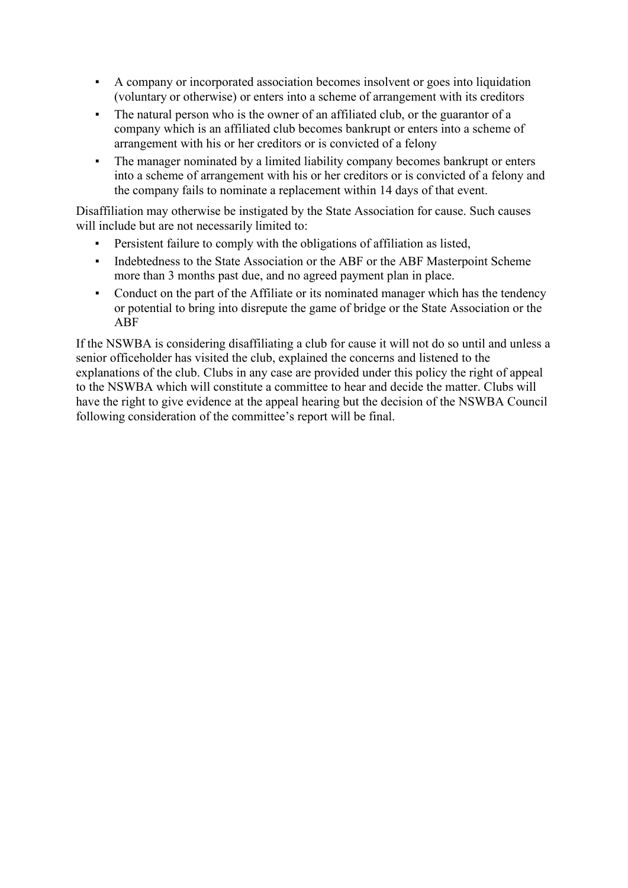- A company or incorporated association becomes insolvent or goes into liquidation (voluntary or otherwise) or enters into a scheme of arrangement with its creditors
- The natural person who is the owner of an affiliated club, or the guarantor of a company which is an affiliated club becomes bankrupt or enters into a scheme of arrangement with his or her creditors or is convicted of a felony
- The manager nominated by a limited liability company becomes bankrupt or enters into a scheme of arrangement with his or her creditors or is convicted of a felony and the company fails to nominate a replacement within 14 days of that event.

Disaffiliation may otherwise be instigated by the State Association for cause. Such causes will include but are not necessarily limited to:

- Persistent failure to comply with the obligations of affiliation as listed,
- Indebtedness to the State Association or the ABF or the ABF Masterpoint Scheme more than 3 months past due, and no agreed payment plan in place.
- Conduct on the part of the Affiliate or its nominated manager which has the tendency or potential to bring into disrepute the game of bridge or the State Association or the ABF

If the NSWBA is considering disaffiliating a club for cause it will not do so until and unless a senior officeholder has visited the club, explained the concerns and listened to the explanations of the club. Clubs in any case are provided under this policy the right of appeal to the NSWBA which will constitute a committee to hear and decide the matter. Clubs will have the right to give evidence at the appeal hearing but the decision of the NSWBA Council following consideration of the committee's report will be final.